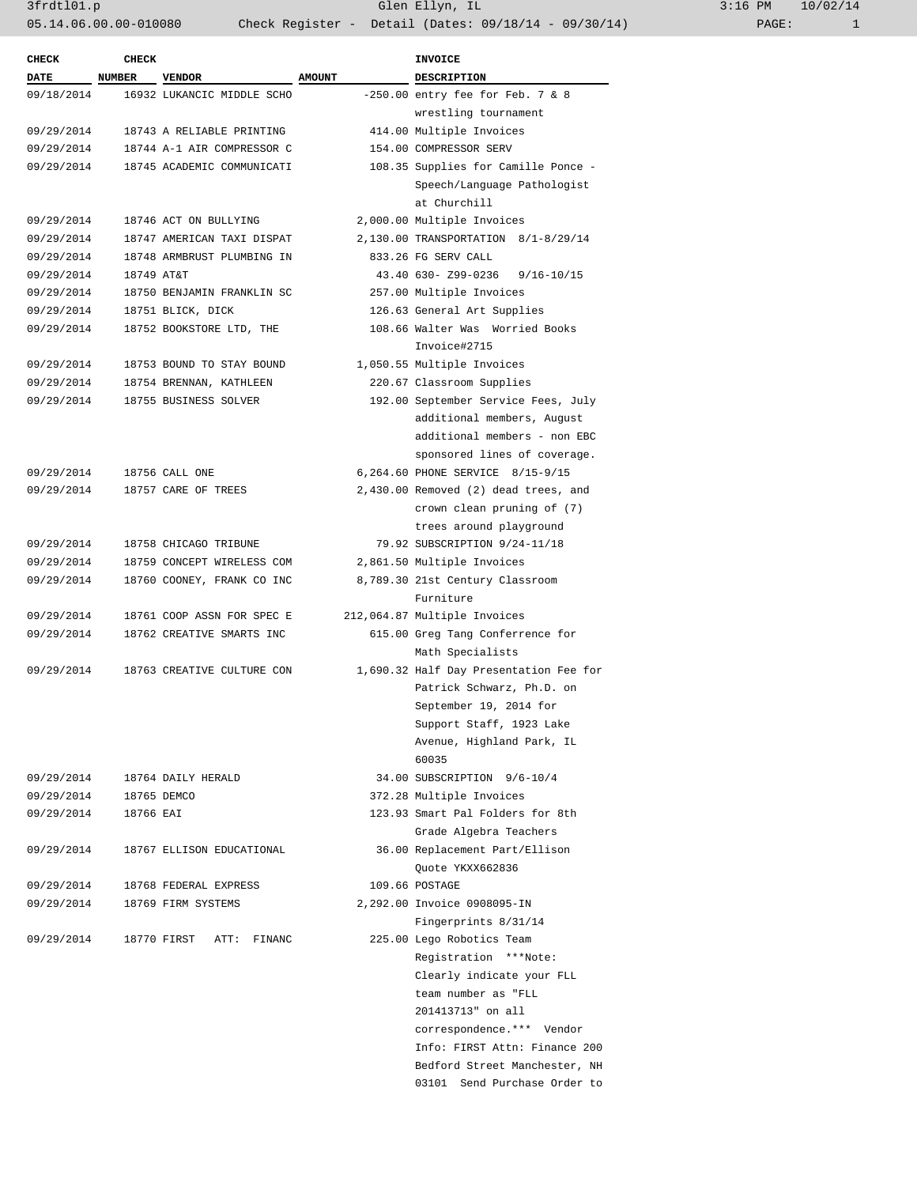3frdtl01.p Glen Ellyn, IL 3:16 PM 10/02/14

05.14.06.00.00-010080 Check Register - Detail (Dates: 09/18/14 - 09/30/14)

| CHECK DATE | CHECK NUMBER | VENDOR | AMOUNT | INVOICE DESCRIPTION |
|---|---|---|---|---|
| 09/18/2014 | 16932 | LUKANCIC MIDDLE SCHO | -250.00 | entry fee for Feb. 7 & 8 wrestling tournament |
| 09/29/2014 | 18743 | A RELIABLE PRINTING | 414.00 | Multiple Invoices |
| 09/29/2014 | 18744 | A-1 AIR COMPRESSOR C | 154.00 | COMPRESSOR SERV |
| 09/29/2014 | 18745 | ACADEMIC COMMUNICATI | 108.35 | Supplies for Camille Ponce - Speech/Language Pathologist at Churchill |
| 09/29/2014 | 18746 | ACT ON BULLYING | 2,000.00 | Multiple Invoices |
| 09/29/2014 | 18747 | AMERICAN TAXI DISPAT | 2,130.00 | TRANSPORTATION 8/1-8/29/14 |
| 09/29/2014 | 18748 | ARMBRUST PLUMBING IN | 833.26 | FG SERV CALL |
| 09/29/2014 | 18749 | AT&T | 43.40 | 630- Z99-0236 9/16-10/15 |
| 09/29/2014 | 18750 | BENJAMIN FRANKLIN SC | 257.00 | Multiple Invoices |
| 09/29/2014 | 18751 | BLICK, DICK | 126.63 | General Art Supplies |
| 09/29/2014 | 18752 | BOOKSTORE LTD, THE | 108.66 | Walter Was Worried Books Invoice#2715 |
| 09/29/2014 | 18753 | BOUND TO STAY BOUND | 1,050.55 | Multiple Invoices |
| 09/29/2014 | 18754 | BRENNAN, KATHLEEN | 220.67 | Classroom Supplies |
| 09/29/2014 | 18755 | BUSINESS SOLVER | 192.00 | September Service Fees, July additional members, August additional members - non EBC sponsored lines of coverage. |
| 09/29/2014 | 18756 | CALL ONE | 6,264.60 | PHONE SERVICE 8/15-9/15 |
| 09/29/2014 | 18757 | CARE OF TREES | 2,430.00 | Removed (2) dead trees, and crown clean pruning of (7) trees around playground |
| 09/29/2014 | 18758 | CHICAGO TRIBUNE | 79.92 | SUBSCRIPTION 9/24-11/18 |
| 09/29/2014 | 18759 | CONCEPT WIRELESS COM | 2,861.50 | Multiple Invoices |
| 09/29/2014 | 18760 | COONEY, FRANK CO INC | 8,789.30 | 21st Century Classroom Furniture |
| 09/29/2014 | 18761 | COOP ASSN FOR SPEC E | 212,064.87 | Multiple Invoices |
| 09/29/2014 | 18762 | CREATIVE SMARTS INC | 615.00 | Greg Tang Conferrence for Math Specialists |
| 09/29/2014 | 18763 | CREATIVE CULTURE CON | 1,690.32 | Half Day Presentation Fee for Patrick Schwarz, Ph.D. on September 19, 2014 for Support Staff, 1923 Lake Avenue, Highland Park, IL 60035 |
| 09/29/2014 | 18764 | DAILY HERALD | 34.00 | SUBSCRIPTION 9/6-10/4 |
| 09/29/2014 | 18765 | DEMCO | 372.28 | Multiple Invoices |
| 09/29/2014 | 18766 | EAI | 123.93 | Smart Pal Folders for 8th Grade Algebra Teachers |
| 09/29/2014 | 18767 | ELLISON EDUCATIONAL | 36.00 | Replacement Part/Ellison Quote YKXX662836 |
| 09/29/2014 | 18768 | FEDERAL EXPRESS | 109.66 | POSTAGE |
| 09/29/2014 | 18769 | FIRM SYSTEMS | 2,292.00 | Invoice 0908095-IN Fingerprints 8/31/14 |
| 09/29/2014 | 18770 | FIRST ATT: FINANC | 225.00 | Lego Robotics Team Registration ***Note: Clearly indicate your FLL team number as "FLL 201413713" on all correspondence.*** Vendor Info: FIRST Attn: Finance 200 Bedford Street Manchester, NH 03101 Send Purchase Order to |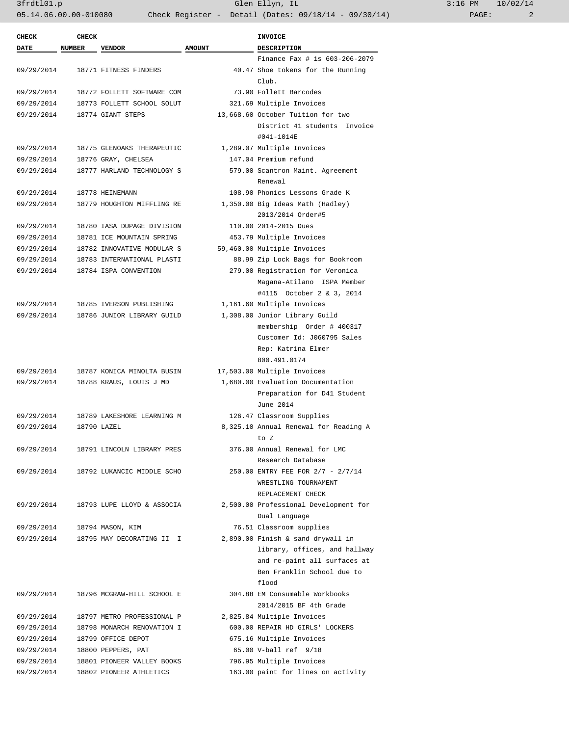| CHECK DATE | CHECK NUMBER | VENDOR | AMOUNT | INVOICE DESCRIPTION |
|---|---|---|---|---|
| | | | | Finance Fax # is 603-206-2079 |
| 09/29/2014 | 18771 | FITNESS FINDERS | 40.47 | Shoe tokens for the Running Club. |
| 09/29/2014 | 18772 | FOLLETT SOFTWARE COM | 73.90 | Follett Barcodes |
| 09/29/2014 | 18773 | FOLLETT SCHOOL SOLUT | 321.69 | Multiple Invoices |
| 09/29/2014 | 18774 | GIANT STEPS | 13,668.60 | October Tuition for two District 41 students Invoice #041-1014E |
| 09/29/2014 | 18775 | GLENOAKS THERAPEUTIC | 1,289.07 | Multiple Invoices |
| 09/29/2014 | 18776 | GRAY, CHELSEA | 147.04 | Premium refund |
| 09/29/2014 | 18777 | HARLAND TECHNOLOGY S | 579.00 | Scantron Maint. Agreement Renewal |
| 09/29/2014 | 18778 | HEINEMANN | 108.90 | Phonics Lessons Grade K |
| 09/29/2014 | 18779 | HOUGHTON MIFFLING RE | 1,350.00 | Big Ideas Math (Hadley) 2013/2014 Order#5 |
| 09/29/2014 | 18780 | IASA DUPAGE DIVISION | 110.00 | 2014-2015 Dues |
| 09/29/2014 | 18781 | ICE MOUNTAIN SPRING | 453.79 | Multiple Invoices |
| 09/29/2014 | 18782 | INNOVATIVE MODULAR S | 59,460.00 | Multiple Invoices |
| 09/29/2014 | 18783 | INTERNATIONAL PLASTI | 88.99 | Zip Lock Bags for Bookroom |
| 09/29/2014 | 18784 | ISPA CONVENTION | 279.00 | Registration for Veronica Magana-Atilano ISPA Member #4115 October 2 & 3, 2014 |
| 09/29/2014 | 18785 | IVERSON PUBLISHING | 1,161.60 | Multiple Invoices |
| 09/29/2014 | 18786 | JUNIOR LIBRARY GUILD | 1,308.00 | Junior Library Guild membership Order # 400317 Customer Id: J060795 Sales Rep: Katrina Elmer 800.491.0174 |
| 09/29/2014 | 18787 | KONICA MINOLTA BUSIN | 17,503.00 | Multiple Invoices |
| 09/29/2014 | 18788 | KRAUS, LOUIS J MD | 1,680.00 | Evaluation Documentation Preparation for D41 Student June 2014 |
| 09/29/2014 | 18789 | LAKESHORE LEARNING M | 126.47 | Classroom Supplies |
| 09/29/2014 | 18790 | LAZEL | 8,325.10 | Annual Renewal for Reading A to Z |
| 09/29/2014 | 18791 | LINCOLN LIBRARY PRES | 376.00 | Annual Renewal for LMC Research Database |
| 09/29/2014 | 18792 | LUKANCIC MIDDLE SCHO | 250.00 | ENTRY FEE FOR 2/7 - 2/7/14 WRESTLING TOURNAMENT REPLACEMENT CHECK |
| 09/29/2014 | 18793 | LUPE LLOYD & ASSOCIA | 2,500.00 | Professional Development for Dual Language |
| 09/29/2014 | 18794 | MASON, KIM | 76.51 | Classroom supplies |
| 09/29/2014 | 18795 | MAY DECORATING II I | 2,890.00 | Finish & sand drywall in library, offices, and hallway and re-paint all surfaces at Ben Franklin School due to flood |
| 09/29/2014 | 18796 | MCGRAW-HILL SCHOOL E | 304.88 | EM Consumable Workbooks 2014/2015 BF 4th Grade |
| 09/29/2014 | 18797 | METRO PROFESSIONAL P | 2,825.84 | Multiple Invoices |
| 09/29/2014 | 18798 | MONARCH RENOVATION I | 600.00 | REPAIR HD GIRLS' LOCKERS |
| 09/29/2014 | 18799 | OFFICE DEPOT | 675.16 | Multiple Invoices |
| 09/29/2014 | 18800 | PEPPERS, PAT | 65.00 | V-ball ref 9/18 |
| 09/29/2014 | 18801 | PIONEER VALLEY BOOKS | 796.95 | Multiple Invoices |
| 09/29/2014 | 18802 | PIONEER ATHLETICS | 163.00 | paint for lines on activity |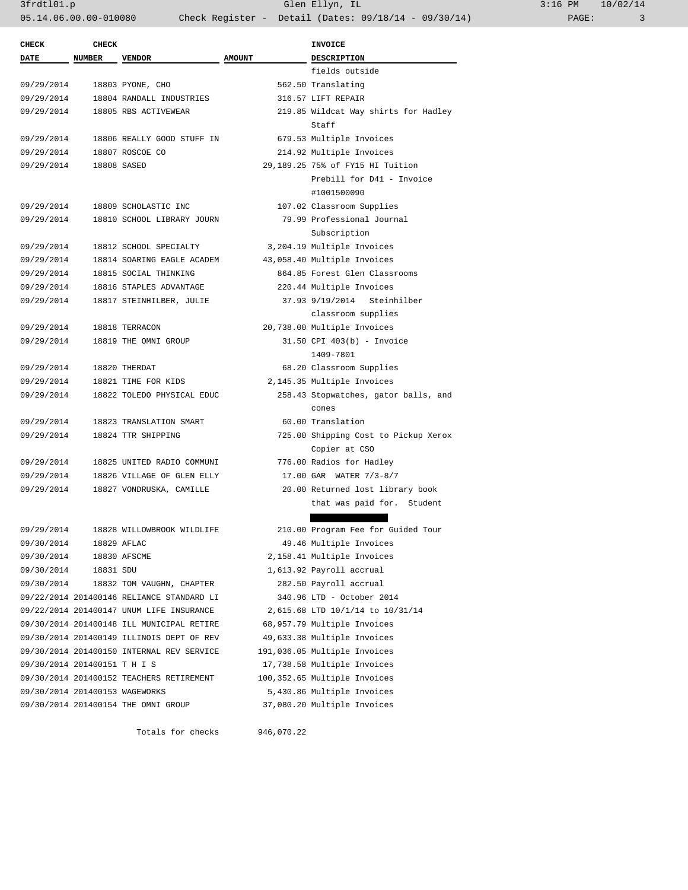| CHECK DATE | CHECK NUMBER | VENDOR | AMOUNT | INVOICE DESCRIPTION |
|---|---|---|---|---|
| | | | | fields outside |
| 09/29/2014 | 18803 | PYONE, CHO | 562.50 | Translating |
| 09/29/2014 | 18804 | RANDALL INDUSTRIES | 316.57 | LIFT REPAIR |
| 09/29/2014 | 18805 | RBS ACTIVEWEAR | 219.85 | Wildcat Way shirts for Hadley Staff |
| 09/29/2014 | 18806 | REALLY GOOD STUFF IN | 679.53 | Multiple Invoices |
| 09/29/2014 | 18807 | ROSCOE CO | 214.92 | Multiple Invoices |
| 09/29/2014 | 18808 | SASED | 29,189.25 | 75% of FY15 HI Tuition Prebill for D41 - Invoice #1001500090 |
| 09/29/2014 | 18809 | SCHOLASTIC INC | 107.02 | Classroom Supplies |
| 09/29/2014 | 18810 | SCHOOL LIBRARY JOURN | 79.99 | Professional Journal Subscription |
| 09/29/2014 | 18812 | SCHOOL SPECIALTY | 3,204.19 | Multiple Invoices |
| 09/29/2014 | 18814 | SOARING EAGLE ACADEM | 43,058.40 | Multiple Invoices |
| 09/29/2014 | 18815 | SOCIAL THINKING | 864.85 | Forest Glen Classrooms |
| 09/29/2014 | 18816 | STAPLES ADVANTAGE | 220.44 | Multiple Invoices |
| 09/29/2014 | 18817 | STEINHILBER, JULIE | 37.93 | 9/19/2014 Steinhilber classroom supplies |
| 09/29/2014 | 18818 | TERRACON | 20,738.00 | Multiple Invoices |
| 09/29/2014 | 18819 | THE OMNI GROUP | 31.50 | CPI 403(b) - Invoice 1409-7801 |
| 09/29/2014 | 18820 | THERDAT | 68.20 | Classroom Supplies |
| 09/29/2014 | 18821 | TIME FOR KIDS | 2,145.35 | Multiple Invoices |
| 09/29/2014 | 18822 | TOLEDO PHYSICAL EDUC | 258.43 | Stopwatches, gator balls, and cones |
| 09/29/2014 | 18823 | TRANSLATION SMART | 60.00 | Translation |
| 09/29/2014 | 18824 | TTR SHIPPING | 725.00 | Shipping Cost to Pickup Xerox Copier at CSO |
| 09/29/2014 | 18825 | UNITED RADIO COMMUNI | 776.00 | Radios for Hadley |
| 09/29/2014 | 18826 | VILLAGE OF GLEN ELLY | 17.00 | GAR WATER 7/3-8/7 |
| 09/29/2014 | 18827 | VONDRUSKA, CAMILLE | 20.00 | Returned lost library book that was paid for. Student |
| 09/29/2014 | 18828 | WILLOWBROOK WILDLIFE | 210.00 | Program Fee for Guided Tour |
| 09/30/2014 | 18829 | AFLAC | 49.46 | Multiple Invoices |
| 09/30/2014 | 18830 | AFSCME | 2,158.41 | Multiple Invoices |
| 09/30/2014 | 18831 | SDU | 1,613.92 | Payroll accrual |
| 09/30/2014 | 18832 | TOM VAUGHN, CHAPTER | 282.50 | Payroll accrual |
| 09/22/2014 | 201400146 | RELIANCE STANDARD LI | 340.96 | LTD - October 2014 |
| 09/22/2014 | 201400147 | UNUM LIFE INSURANCE | 2,615.68 | LTD 10/1/14 to 10/31/14 |
| 09/30/2014 | 201400148 | ILL MUNICIPAL RETIRE | 68,957.79 | Multiple Invoices |
| 09/30/2014 | 201400149 | ILLINOIS DEPT OF REV | 49,633.38 | Multiple Invoices |
| 09/30/2014 | 201400150 | INTERNAL REV SERVICE | 191,036.05 | Multiple Invoices |
| 09/30/2014 | 201400151 | T H I S | 17,738.58 | Multiple Invoices |
| 09/30/2014 | 201400152 | TEACHERS RETIREMENT | 100,352.65 | Multiple Invoices |
| 09/30/2014 | 201400153 | WAGEWORKS | 5,430.86 | Multiple Invoices |
| 09/30/2014 | 201400154 | THE OMNI GROUP | 37,080.20 | Multiple Invoices |
| | | Totals for checks | 946,070.22 | |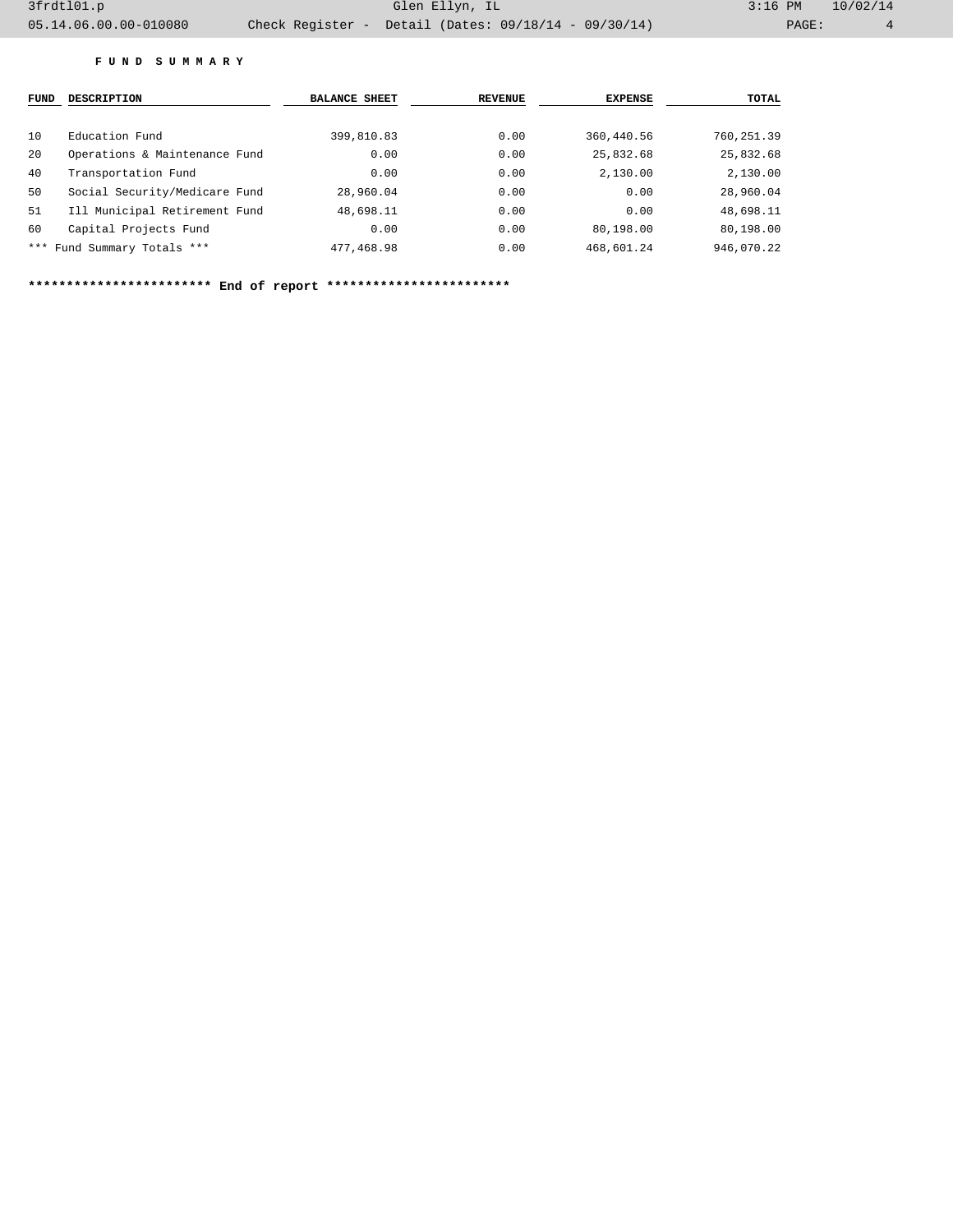**F U N D   S U M M A R Y**

| FUND | DESCRIPTION | BALANCE SHEET | REVENUE | EXPENSE | TOTAL |
| --- | --- | --- | --- | --- | --- |
| 10 | Education Fund | 399,810.83 | 0.00 | 360,440.56 | 760,251.39 |
| 20 | Operations & Maintenance Fund | 0.00 | 0.00 | 25,832.68 | 25,832.68 |
| 40 | Transportation Fund | 0.00 | 0.00 | 2,130.00 | 2,130.00 |
| 50 | Social Security/Medicare Fund | 28,960.04 | 0.00 | 0.00 | 28,960.04 |
| 51 | Ill Municipal Retirement Fund | 48,698.11 | 0.00 | 0.00 | 48,698.11 |
| 60 | Capital Projects Fund | 0.00 | 0.00 | 80,198.00 | 80,198.00 |
| *** Fund Summary Totals *** | | 477,468.98 | 0.00 | 468,601.24 | 946,070.22 |

**************************** End of report ****************************